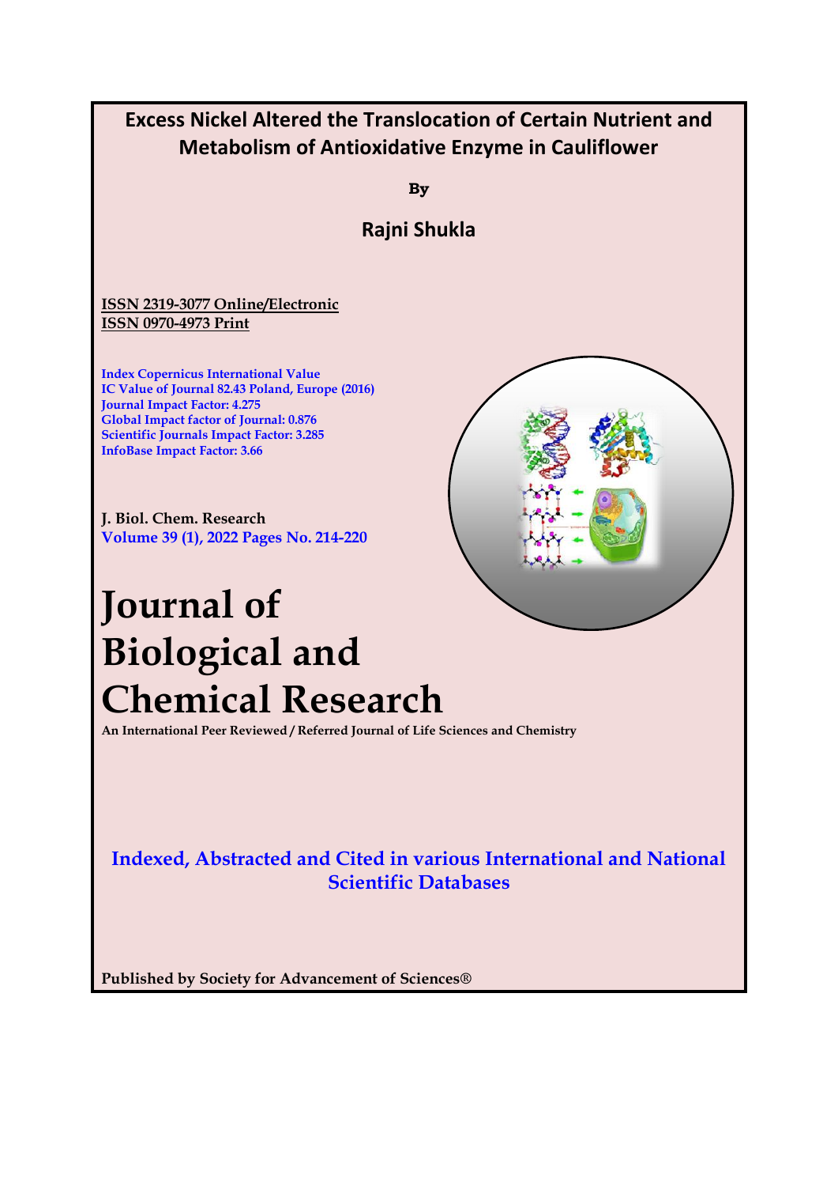# Excess Nickel Altered the Translocation of Certain Nutrient and Metabolism of Antioxidative Enzyme in Cauliflower

**By**

**Rajni Shukla**

**ISSN 2319-3077 Online/Electronic**
**ISSN 0970-4973 Print**

Index Copernicus International Value
IC Value of Journal 82.43 Poland, Europe (2016)
Journal Impact Factor: 4.275
Global Impact factor of Journal: 0.876
Scientific Journals Impact Factor: 3.285
InfoBase Impact Factor: 3.66

**J. Biol. Chem. Research**
Volume 39 (1), 2022 Pages No. 214-220

# Journal of Biological and Chemical Research

**An International Peer Reviewed / Referred Journal of Life Sciences and Chemistry**

**Indexed, Abstracted and Cited in various International and National Scientific Databases**

**Published by Society for Advancement of Sciences®**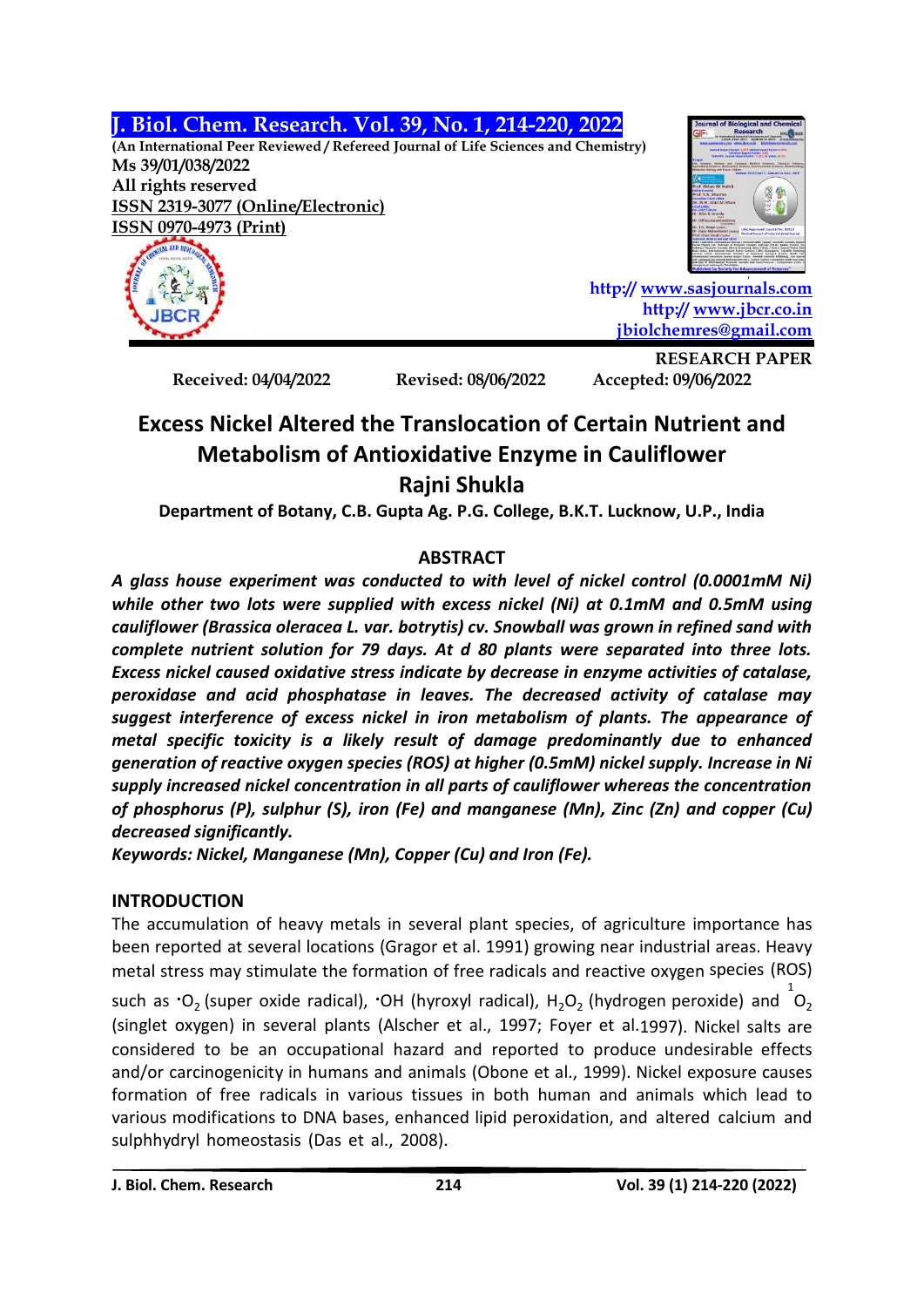J. Biol. Chem. Research. Vol. 39, No. 1, 214-220, 2022

(An International Peer Reviewed / Refereed Journal of Life Sciences and Chemistry)

Ms 39/01/038/2022

All rights reserved

ISSN 2319-3077 (Online/Electronic)

ISSN 0970-4973 (Print)

http:// www.sasjournals.com

http:// www.jbcr.co.in

jbiolchemres@gmail.com

RESEARCH PAPER

Received: 04/04/2022 Revised: 08/06/2022 Accepted: 09/06/2022

# Excess Nickel Altered the Translocation of Certain Nutrient and Metabolism of Antioxidative Enzyme in Cauliflower

## Rajni Shukla

**Department of Botany, C.B. Gupta Ag. P.G. College, B.K.T. Lucknow, U.P., India**

## ABSTRACT

***A glass house experiment was conducted to with level of nickel control (0.0001mM Ni) while other two lots were supplied with excess nickel (Ni) at 0.1mM and 0.5mM using cauliflower (Brassica oleracea L. var. botrytis) cv. Snowball was grown in refined sand with complete nutrient solution for 79 days. At d 80 plants were separated into three lots. Excess nickel caused oxidative stress indicate by decrease in enzyme activities of catalase, peroxidase and acid phosphatase in leaves. The decreased activity of catalase may suggest interference of excess nickel in iron metabolism of plants. The appearance of metal specific toxicity is a likely result of damage predominantly due to enhanced generation of reactive oxygen species (ROS) at higher (0.5mM) nickel supply. Increase in Ni supply increased nickel concentration in all parts of cauliflower whereas the concentration of phosphorus (P), sulphur (S), iron (Fe) and manganese (Mn), Zinc (Zn) and copper (Cu) decreased significantly.***

***Keywords: Nickel, Manganese (Mn), Copper (Cu) and Iron (Fe).***

## INTRODUCTION

The accumulation of heavy metals in several plant species, of agriculture importance has been reported at several locations (Gragor et al. 1991) growing near industrial areas. Heavy metal stress may stimulate the formation of free radicals and reactive oxygen species (ROS) such as $^{\cdot}O_2$ (super oxide radical), $^{\cdot}OH$ (hyroxyl radical), $H_2O_2$ (hydrogen peroxide) and $^{1}O_2$ (singlet oxygen) in several plants (Alscher et al., 1997; Foyer et al.1997). Nickel salts are considered to be an occupational hazard and reported to produce undesirable effects and/or carcinogenicity in humans and animals (Obone et al., 1999). Nickel exposure causes formation of free radicals in various tissues in both human and animals which lead to various modifications to DNA bases, enhanced lipid peroxidation, and altered calcium and sulphhydryl homeostasis (Das et al., 2008).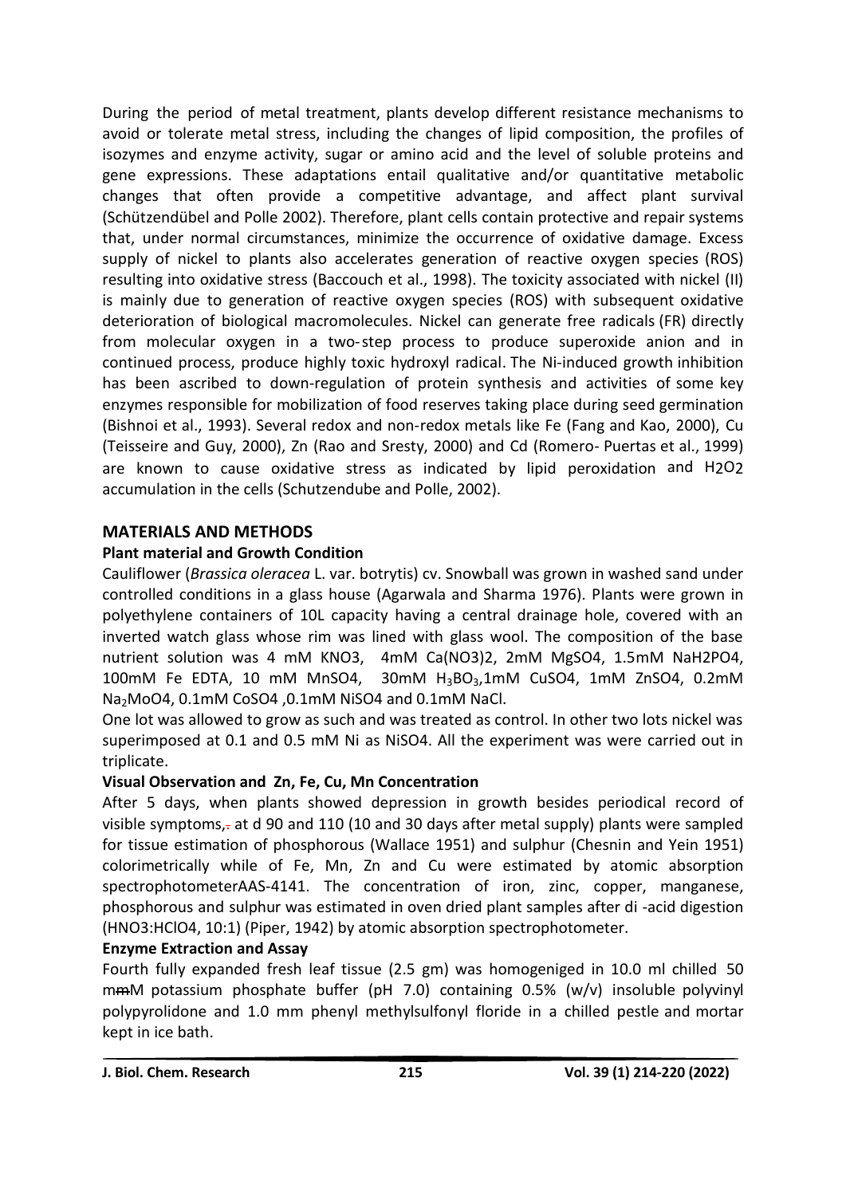During the period of metal treatment, plants develop different resistance mechanisms to avoid or tolerate metal stress, including the changes of lipid composition, the profiles of isozymes and enzyme activity, sugar or amino acid and the level of soluble proteins and gene expressions. These adaptations entail qualitative and/or quantitative metabolic changes that often provide a competitive advantage, and affect plant survival (Schützendübel and Polle 2002). Therefore, plant cells contain protective and repair systems that, under normal circumstances, minimize the occurrence of oxidative damage. Excess supply of nickel to plants also accelerates generation of reactive oxygen species (ROS) resulting into oxidative stress (Baccouch et al., 1998). The toxicity associated with nickel (II) is mainly due to generation of reactive oxygen species (ROS) with subsequent oxidative deterioration of biological macromolecules. Nickel can generate free radicals (FR) directly from molecular oxygen in a two-step process to produce superoxide anion and in continued process, produce highly toxic hydroxyl radical. The Ni-induced growth inhibition has been ascribed to down-regulation of protein synthesis and activities of some key enzymes responsible for mobilization of food reserves taking place during seed germination (Bishnoi et al., 1993). Several redox and non-redox metals like Fe (Fang and Kao, 2000), Cu (Teisseire and Guy, 2000), Zn (Rao and Sresty, 2000) and Cd (Romero- Puertas et al., 1999) are known to cause oxidative stress as indicated by lipid peroxidation and H2O2 accumulation in the cells (Schutzendube and Polle, 2002).

## MATERIALS AND METHODS

### Plant material and Growth Condition

Cauliflower (*Brassica oleracea* L. var. botrytis) cv. Snowball was grown in washed sand under controlled conditions in a glass house (Agarwala and Sharma 1976). Plants were grown in polyethylene containers of 10L capacity having a central drainage hole, covered with an inverted watch glass whose rim was lined with glass wool. The composition of the base nutrient solution was 4 mM KNO3, 4mM Ca(NO3)2, 2mM MgSO4, 1.5mM NaH2PO4, 100mM Fe EDTA, 10 mM MnSO4, 30mM $H_3BO_3$,1mM CuSO4, 1mM ZnSO4, 0.2mM $Na_2MoO4$, 0.1mM CoSO4 ,0.1mM NiSO4 and 0.1mM NaCl.

One lot was allowed to grow as such and was treated as control. In other two lots nickel was superimposed at 0.1 and 0.5 mM Ni as NiSO4. All the experiment was were carried out in triplicate.

### Visual Observation and Zn, Fe, Cu, Mn Concentration

After 5 days, when plants showed depression in growth besides periodical record of visible symptoms, at d 90 and 110 (10 and 30 days after metal supply) plants were sampled for tissue estimation of phosphorous (Wallace 1951) and sulphur (Chesnin and Yein 1951) colorimetrically while of Fe, Mn, Zn and Cu were estimated by atomic absorption spectrophotometerAAS-4141. The concentration of iron, zinc, copper, manganese, phosphorous and sulphur was estimated in oven dried plant samples after di -acid digestion (HNO3:HClO4, 10:1) (Piper, 1942) by atomic absorption spectrophotometer.

### Enzyme Extraction and Assay

Fourth fully expanded fresh leaf tissue (2.5 gm) was homogeniged in 10.0 ml chilled 50 mM potassium phosphate buffer (pH 7.0) containing 0.5% (w/v) insoluble polyvinyl polypyrolidone and 1.0 mm phenyl methylsulfonyl floride in a chilled pestle and mortar kept in ice bath.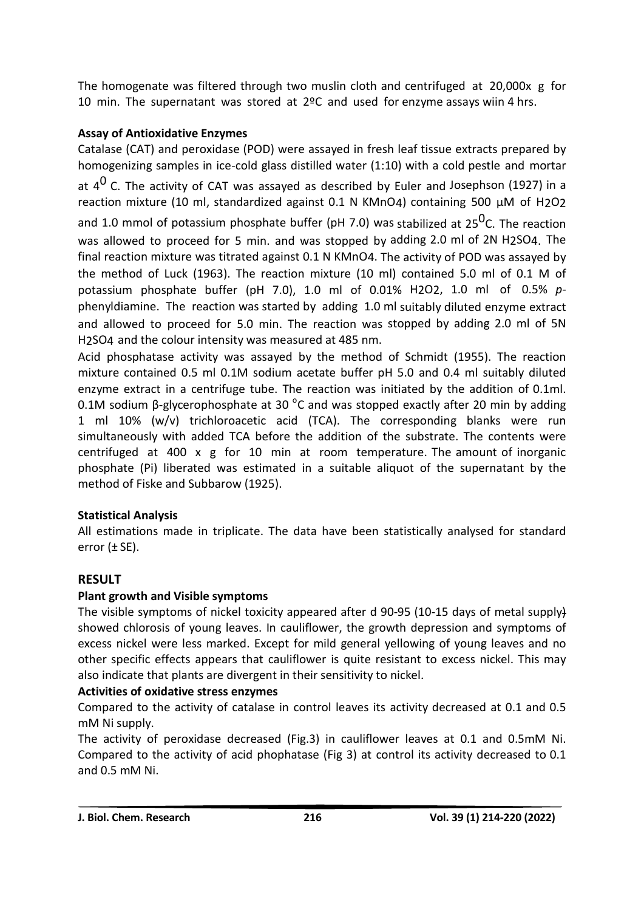The homogenate was filtered through two muslin cloth and centrifuged at 20,000x g for 10 min. The supernatant was stored at 2ºC and used for enzyme assays wiin 4 hrs.

**Assay of Antioxidative Enzymes**

Catalase (CAT) and peroxidase (POD) were assayed in fresh leaf tissue extracts prepared by homogenizing samples in ice-cold glass distilled water (1:10) with a cold pestle and mortar at $4^0$ C. The activity of CAT was assayed as described by Euler and Josephson (1927) in a reaction mixture (10 ml, standardized against 0.1 N $KMnO_4$) containing 500 µM of $H_2O_2$ and 1.0 mmol of potassium phosphate buffer (pH 7.0) was stabilized at $25^0$C. The reaction was allowed to proceed for 5 min. and was stopped by adding 2.0 ml of 2N $H_2SO_4$. The final reaction mixture was titrated against 0.1 N $KMnO_4$. The activity of POD was assayed by the method of Luck (1963). The reaction mixture (10 ml) contained 5.0 ml of 0.1 M of potassium phosphate buffer (pH 7.0), 1.0 ml of 0.01% $H_2O_2$, 1.0 ml of 0.5% *p*-phenyldiamine. The reaction was started by adding 1.0 ml suitably diluted enzyme extract and allowed to proceed for 5.0 min. The reaction was stopped by adding 2.0 ml of 5N $H_2SO_4$ and the colour intensity was measured at 485 nm.

Acid phosphatase activity was assayed by the method of Schmidt (1955). The reaction mixture contained 0.5 ml 0.1M sodium acetate buffer pH 5.0 and 0.4 ml suitably diluted enzyme extract in a centrifuge tube. The reaction was initiated by the addition of 0.1ml. 0.1M sodium β-glycerophosphate at 30 °C and was stopped exactly after 20 min by adding 1 ml 10% (w/v) trichloroacetic acid (TCA). The corresponding blanks were run simultaneously with added TCA before the addition of the substrate. The contents were centrifuged at 400 x g for 10 min at room temperature. The amount of inorganic phosphate (Pi) liberated was estimated in a suitable aliquot of the supernatant by the method of Fiske and Subbarow (1925).

**Statistical Analysis**

All estimations made in triplicate. The data have been statistically analysed for standard error (± SE).

## RESULT

**Plant growth and Visible symptoms**

The visible symptoms of nickel toxicity appeared after d 90-95 (10-15 days of metal supply) showed chlorosis of young leaves. In cauliflower, the growth depression and symptoms of excess nickel were less marked. Except for mild general yellowing of young leaves and no other specific effects appears that cauliflower is quite resistant to excess nickel. This may also indicate that plants are divergent in their sensitivity to nickel.

**Activities of oxidative stress enzymes**

Compared to the activity of catalase in control leaves its activity decreased at 0.1 and 0.5 mM Ni supply.

The activity of peroxidase decreased (Fig.3) in cauliflower leaves at 0.1 and 0.5mM Ni. Compared to the activity of acid phophatase (Fig 3) at control its activity decreased to 0.1 and 0.5 mM Ni.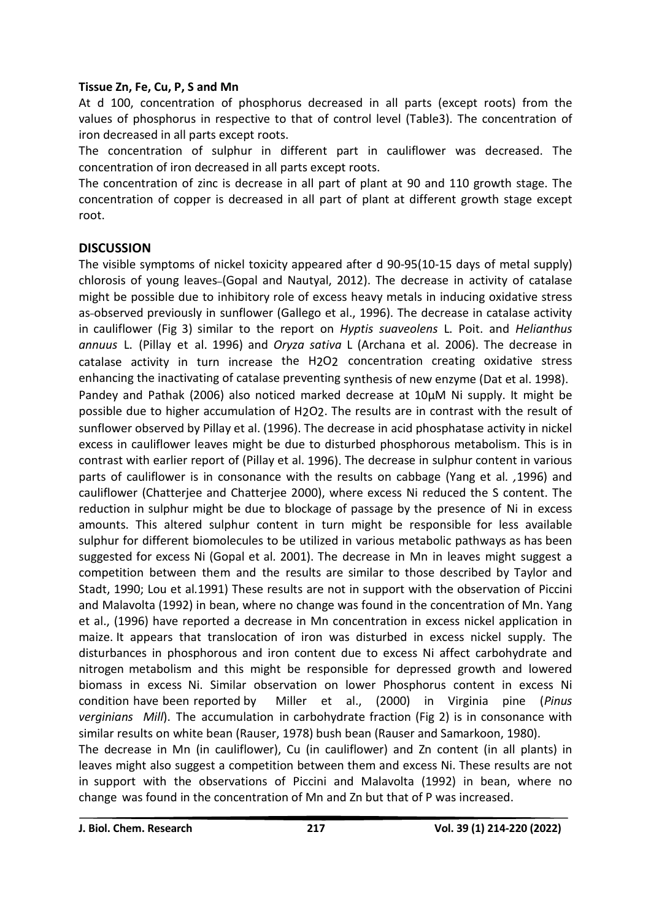**Tissue Zn, Fe, Cu, P, S and Mn**

At d 100, concentration of phosphorus decreased in all parts (except roots) from the values of phosphorus in respective to that of control level (Table3). The concentration of iron decreased in all parts except roots.

The concentration of sulphur in different part in cauliflower was decreased. The concentration of iron decreased in all parts except roots.

The concentration of zinc is decrease in all part of plant at 90 and 110 growth stage. The concentration of copper is decreased in all part of plant at different growth stage except root.

## DISCUSSION

The visible symptoms of nickel toxicity appeared after d 90-95(10-15 days of metal supply) chlorosis of young leaves (Gopal and Nautyal, 2012). The decrease in activity of catalase might be possible due to inhibitory role of excess heavy metals in inducing oxidative stress as observed previously in sunflower (Gallego et al., 1996). The decrease in catalase activity in cauliflower (Fig 3) similar to the report on *Hyptis suaveolens* L. Poit. and *Helianthus annuus* L. (Pillay et al. 1996) and *Oryza sativa* L (Archana et al. 2006). The decrease in catalase activity in turn increase the $H_2O_2$ concentration creating oxidative stress enhancing the inactivating of catalase preventing synthesis of new enzyme (Dat et al. 1998). Pandey and Pathak (2006) also noticed marked decrease at 10µM Ni supply. It might be possible due to higher accumulation of $H_2O_2$. The results are in contrast with the result of sunflower observed by Pillay et al. (1996). The decrease in acid phosphatase activity in nickel excess in cauliflower leaves might be due to disturbed phosphorous metabolism. This is in contrast with earlier report of (Pillay et al. 1996). The decrease in sulphur content in various parts of cauliflower is in consonance with the results on cabbage (Yang et al. ,1996) and cauliflower (Chatterjee and Chatterjee 2000), where excess Ni reduced the S content. The reduction in sulphur might be due to blockage of passage by the presence of Ni in excess amounts. This altered sulphur content in turn might be responsible for less available sulphur for different biomolecules to be utilized in various metabolic pathways as has been suggested for excess Ni (Gopal et al. 2001). The decrease in Mn in leaves might suggest a competition between them and the results are similar to those described by Taylor and Stadt, 1990; Lou et al.1991) These results are not in support with the observation of Piccini and Malavolta (1992) in bean, where no change was found in the concentration of Mn. Yang et al., (1996) have reported a decrease in Mn concentration in excess nickel application in maize. It appears that translocation of iron was disturbed in excess nickel supply. The disturbances in phosphorous and iron content due to excess Ni affect carbohydrate and nitrogen metabolism and this might be responsible for depressed growth and lowered biomass in excess Ni. Similar observation on lower Phosphorus content in excess Ni condition have been reported by Miller et al., (2000) in Virginia pine (*Pinus verginians Mill*). The accumulation in carbohydrate fraction (Fig 2) is in consonance with similar results on white bean (Rauser, 1978) bush bean (Rauser and Samarkoon, 1980).

The decrease in Mn (in cauliflower), Cu (in cauliflower) and Zn content (in all plants) in leaves might also suggest a competition between them and excess Ni. These results are not in support with the observations of Piccini and Malavolta (1992) in bean, where no change was found in the concentration of Mn and Zn but that of P was increased.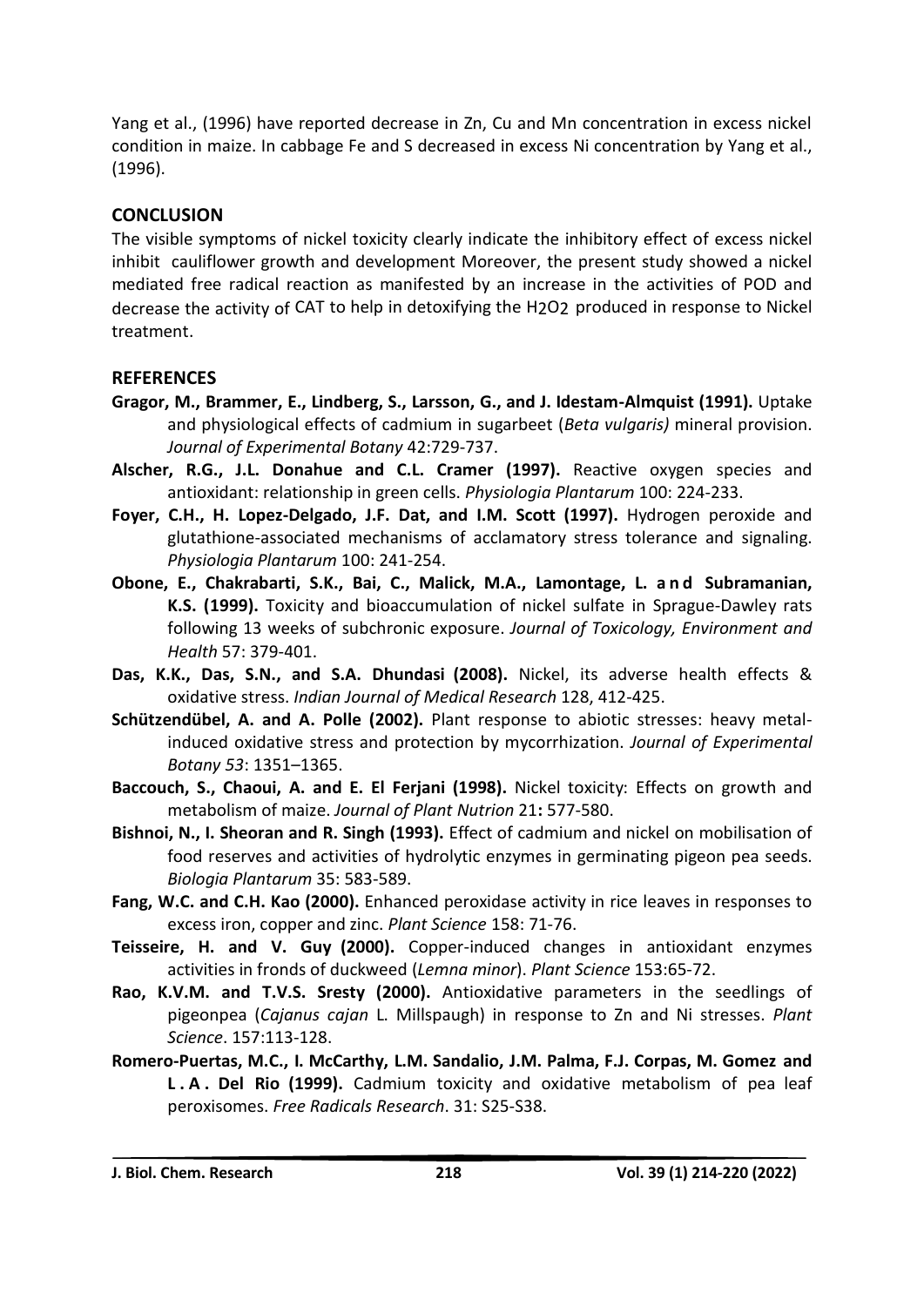Yang et al., (1996) have reported decrease in Zn, Cu and Mn concentration in excess nickel condition in maize. In cabbage Fe and S decreased in excess Ni concentration by Yang et al., (1996).

## CONCLUSION

The visible symptoms of nickel toxicity clearly indicate the inhibitory effect of excess nickel inhibit cauliflower growth and development Moreover, the present study showed a nickel mediated free radical reaction as manifested by an increase in the activities of POD and decrease the activity of CAT to help in detoxifying the $H_2O_2$ produced in response to Nickel treatment.

## REFERENCES

**Gragor, M., Brammer, E., Lindberg, S., Larsson, G., and J. Idestam-Almquist (1991).** Uptake and physiological effects of cadmium in sugarbeet (*Beta vulgaris)* mineral provision. *Journal of Experimental Botany* 42:729-737.

**Alscher, R.G., J.L. Donahue and C.L. Cramer (1997).** Reactive oxygen species and antioxidant: relationship in green cells. *Physiologia Plantarum* 100: 224-233.

**Foyer, C.H., H. Lopez-Delgado, J.F. Dat, and I.M. Scott (1997).** Hydrogen peroxide and glutathione-associated mechanisms of acclamatory stress tolerance and signaling. *Physiologia Plantarum* 100: 241-254.

**Obone, E., Chakrabarti, S.K., Bai, C., Malick, M.A., Lamontage, L. and Subramanian, K.S. (1999).** Toxicity and bioaccumulation of nickel sulfate in Sprague-Dawley rats following 13 weeks of subchronic exposure. *Journal of Toxicology, Environment and Health* 57: 379-401.

**Das, K.K., Das, S.N., and S.A. Dhundasi (2008).** Nickel, its adverse health effects & oxidative stress. *Indian Journal of Medical Research* 128, 412-425.

**Schützendübel, A. and A. Polle (2002).** Plant response to abiotic stresses: heavy metal-induced oxidative stress and protection by mycorrhization. *Journal of Experimental Botany 53*: 1351–1365.

**Baccouch, S., Chaoui, A. and E. El Ferjani (1998).** Nickel toxicity: Effects on growth and metabolism of maize. *Journal of Plant Nutrion* 21**:** 577-580.

**Bishnoi, N., I. Sheoran and R. Singh (1993).** Effect of cadmium and nickel on mobilisation of food reserves and activities of hydrolytic enzymes in germinating pigeon pea seeds. *Biologia Plantarum* 35: 583-589.

**Fang, W.C. and C.H. Kao (2000).** Enhanced peroxidase activity in rice leaves in responses to excess iron, copper and zinc. *Plant Science* 158: 71-76.

**Teisseire, H. and V. Guy (2000).** Copper-induced changes in antioxidant enzymes activities in fronds of duckweed (*Lemna minor*). *Plant Science* 153:65-72.

**Rao, K.V.M. and T.V.S. Sresty (2000).** Antioxidative parameters in the seedlings of pigeonpea (*Cajanus cajan* L. Millspaugh) in response to Zn and Ni stresses. *Plant Science*. 157:113-128.

**Romero-Puertas, M.C., I. McCarthy, L.M. Sandalio, J.M. Palma, F.J. Corpas, M. Gomez and L. A. Del Rio (1999).** Cadmium toxicity and oxidative metabolism of pea leaf peroxisomes. *Free Radicals Research*. 31: S25-S38.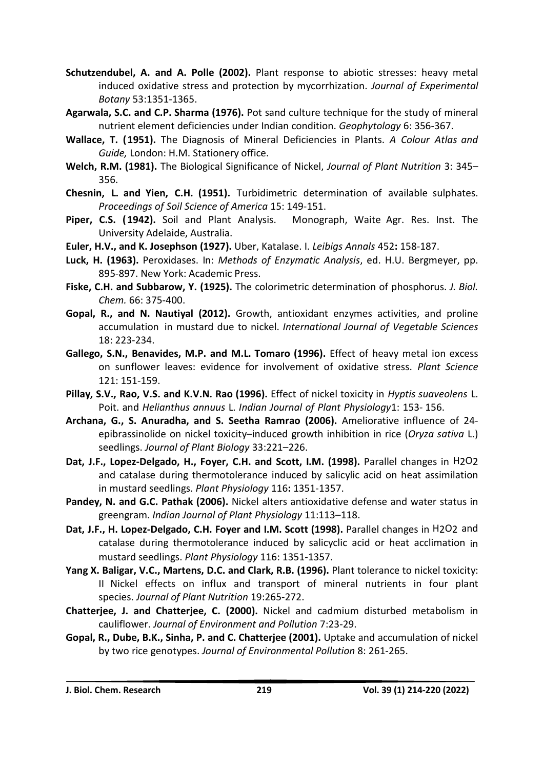**Schutzendubel, A. and A. Polle (2002).** Plant response to abiotic stresses: heavy metal induced oxidative stress and protection by mycorrhization. *Journal of Experimental Botany* 53:1351-1365.

**Agarwala, S.C. and C.P. Sharma (1976).** Pot sand culture technique for the study of mineral nutrient element deficiencies under Indian condition. *Geophytology* 6: 356-367.

**Wallace, T. (1951).** The Diagnosis of Mineral Deficiencies in Plants. *A Colour Atlas and Guide,* London: H.M. Stationery office.

**Welch, R.M. (1981).** The Biological Significance of Nickel, *Journal of Plant Nutrition* 3: 345–356.

**Chesnin, L. and Yien, C.H. (1951).** Turbidimetric determination of available sulphates. *Proceedings of Soil Science of America* 15: 149-151.

**Piper, C.S. (1942).** Soil and Plant Analysis. Monograph, Waite Agr. Res. Inst. The University Adelaide, Australia.

**Euler, H.V., and K. Josephson (1927).** Uber, Katalase. I. *Leibigs Annals* 452**:** 158-187.

**Luck, H. (1963).** Peroxidases. In: *Methods of Enzymatic Analysis*, ed. H.U. Bergmeyer, pp. 895-897. New York: Academic Press.

**Fiske, C.H. and Subbarow, Y. (1925).** The colorimetric determination of phosphorus. *J. Biol. Chem.* 66: 375-400.

**Gopal, R., and N. Nautiyal (2012).** Growth, antioxidant enzymes activities, and proline accumulation in mustard due to nickel. *International Journal of Vegetable Sciences* 18: 223-234.

**Gallego, S.N., Benavides, M.P. and M.L. Tomaro (1996).** Effect of heavy metal ion excess on sunflower leaves: evidence for involvement of oxidative stress. *Plant Science* 121: 151-159.

**Pillay, S.V., Rao, V.S. and K.V.N. Rao (1996).** Effect of nickel toxicity in *Hyptis suaveolens* L. Poit. and *Helianthus annuus* L. *Indian Journal of Plant Physiology*1: 153- 156.

**Archana, G., S. Anuradha, and S. Seetha Ramrao (2006).** Ameliorative influence of 24-epibrassinolide on nickel toxicity–induced growth inhibition in rice (*Oryza sativa* L.) seedlings. *Journal of Plant Biology* 33:221–226.

**Dat, J.F., Lopez-Delgado, H., Foyer, C.H. and Scott, I.M. (1998).** Parallel changes in $H_2O_2$ and catalase during thermotolerance induced by salicylic acid on heat assimilation in mustard seedlings. *Plant Physiology* 116**:** 1351-1357.

**Pandey, N. and G.C. Pathak (2006).** Nickel alters antioxidative defense and water status in greengram. *Indian Journal of Plant Physiology* 11:113–118.

**Dat, J.F., H. Lopez-Delgado, C.H. Foyer and I.M. Scott (1998).** Parallel changes in $H_2O_2$ and catalase during thermotolerance induced by salicyclic acid or heat acclimation in mustard seedlings. *Plant Physiology* 116: 1351-1357.

**Yang X. Baligar, V.C., Martens, D.C. and Clark, R.B. (1996).** Plant tolerance to nickel toxicity: II Nickel effects on influx and transport of mineral nutrients in four plant species. *Journal of Plant Nutrition* 19:265-272.

**Chatterjee, J. and Chatterjee, C. (2000).** Nickel and cadmium disturbed metabolism in cauliflower. *Journal of Environment and Pollution* 7:23-29.

**Gopal, R., Dube, B.K., Sinha, P. and C. Chatterjee (2001).** Uptake and accumulation of nickel by two rice genotypes. *Journal of Environmental Pollution* 8: 261-265.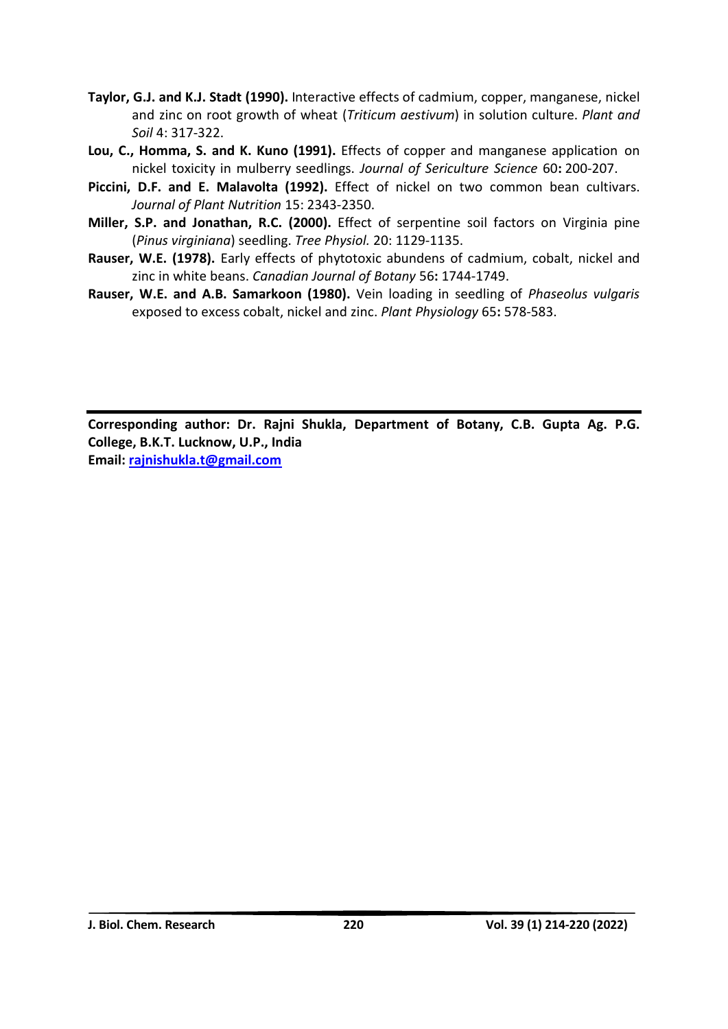**Taylor, G.J. and K.J. Stadt (1990).** Interactive effects of cadmium, copper, manganese, nickel and zinc on root growth of wheat (*Triticum aestivum*) in solution culture. *Plant and Soil* 4: 317-322.

**Lou, C., Homma, S. and K. Kuno (1991).** Effects of copper and manganese application on nickel toxicity in mulberry seedlings. *Journal of Sericulture Science* 60**:** 200-207.

**Piccini, D.F. and E. Malavolta (1992).** Effect of nickel on two common bean cultivars. *Journal of Plant Nutrition* 15: 2343-2350.

**Miller, S.P. and Jonathan, R.C. (2000).** Effect of serpentine soil factors on Virginia pine (*Pinus virginiana*) seedling. *Tree Physiol.* 20: 1129-1135.

**Rauser, W.E. (1978).** Early effects of phytotoxic abundens of cadmium, cobalt, nickel and zinc in white beans. *Canadian Journal of Botany* 56**:** 1744-1749.

**Rauser, W.E. and A.B. Samarkoon (1980).** Vein loading in seedling of *Phaseolus vulgaris* exposed to excess cobalt, nickel and zinc. *Plant Physiology* 65**:** 578-583.

---

**Corresponding author: Dr. Rajni Shukla, Department of Botany, C.B. Gupta Ag. P.G. College, B.K.T. Lucknow, U.P., India**
**Email: rajnishukla.t@gmail.com**